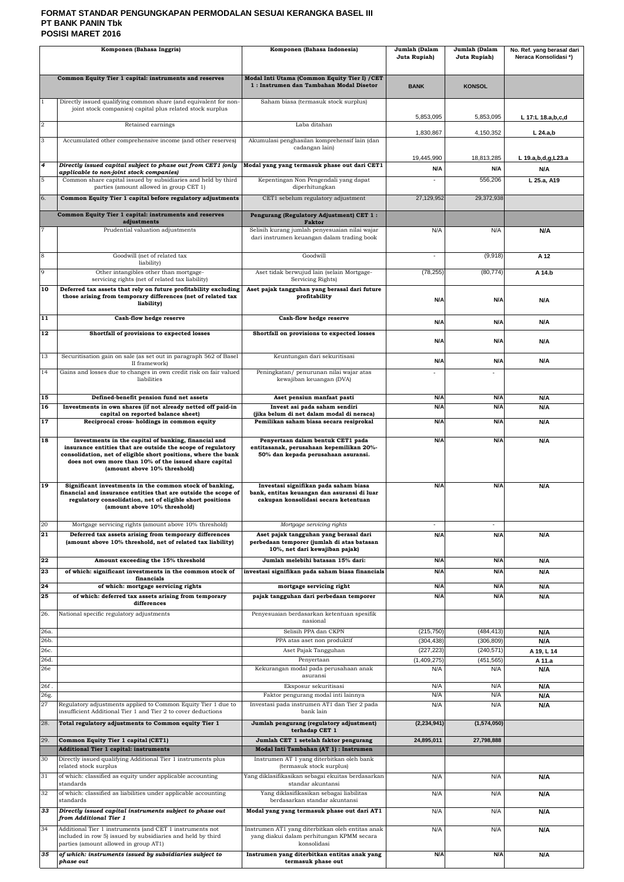# FORMAT STANDAR PENGUNGKAPAN PERMODALAN SESUAI KERANGKA BASEL III
## PT BANK PANIN Tbk
## POSISI MARET 2016

| | Komponen (Bahasa Inggris) | Komponen (Bahasa Indonesia) | Jumlah (Dalam Juta Rupiah) | Jumlah (Dalam Juta Rupiah) | No. Ref. yang berasal dari Neraca Konsolidasi *) |
|---|---|---|---|---|---|
| | **Common Equity Tier 1 capital: instruments and reserves** | **Modal Inti Utama (Common Equity Tier I) /CET 1 : Instrumen dan Tambahan Modal Disetor** | **BANK** | **KONSOL** | |
| 1 | Directly issued qualifying common share (and equivalent for non-joint stock companies) capital plus related stock surplus | Saham biasa (termasuk stock surplus) | 5,853,095 | 5,853,095 | L 17:L 18.a,b,c,d |
| 2 | Retained earnings | Laba ditahan | 1,830,867 | 4,150,352 | L 24.a,b |
| 3 | Accumulated other comprehensive income (and other reserves) | Akumulasi penghasilan komprehensif lain (dan cadangan lain) | 19,445,990 | 18,813,285 | L 19.a,b,d,g,L23.a |
| *4* | *Directly issued capital subject to phase out from CET1 (only applicable to non-joint stock companies)* | **Modal yang yang termasuk phase out dari CET1** | N/A | N/A | N/A |
| 5 | Common share capital issued by subsidiaries and held by third parties (amount allowed in group CET 1) | Kepentingan Non Pengendali yang dapat diperhitungkan | - | 556,206 | L 25.a, A19 |
| 6. | **Common Equity Tier 1 capital before regulatory adjustments** | CET1 sebelum regulatory adjustment | 27,129,952 | 29,372,938 | |
| | **Common Equity Tier 1 capital: instruments and reserves adjustments** | **Pengurang (Regulatory Adjustment) CET 1 : Faktor** | | | |
| 7 | Prudential valuation adjustments | Selisih kurang jumlah penyesuaian nilai wajar dari instrumen keuangan dalam trading book | N/A | N/A | N/A |
| 8 | Goodwill (net of related tax liability) | Goodwill | - | (9,918) | A 12 |
| 9 | Other intangibles other than mortgage-servicing rights (net of related tax liability) | Aset tidak berwujud lain (selain Mortgage-Servicing Rights) | (78,255) | (80,774) | A 14.b |
| **10** | **Deferred tax assets that rely on future profitability excluding those arising from temporary differences (net of related tax liability)** | **Aset pajak tangguhan yang berasal dari future profitability** | N/A | N/A | N/A |
| **11** | **Cash-flow hedge reserve** | **Cash-flow hedge reserve** | N/A | N/A | N/A |
| **12** | **Shortfall of provisions to expected losses** | **Shortfall on provisions to expected losses** | N/A | N/A | N/A |
| 13 | Securitisation gain on sale (as set out in paragraph 562 of Basel II framework) | Keuntungan dari sekuritisasi | N/A | N/A | N/A |
| 14 | Gains and losses due to changes in own credit risk on fair valued liabilities | Peningkatan/ penurunan nilai wajar atas kewajiban keuangan (DVA) | - | - | |
| **15** | **Defined-benefit pension fund net assets** | **Aset pensiun manfaat pasti** | N/A | N/A | N/A |
| **16** | **Investments in own shares (if not already netted off paid-in capital on reported balance sheet)** | **Invest asi pada saham sendiri (jika belum di net dalam modal di neraca)** | N/A | N/A | N/A |
| **17** | **Reciprocal cross- holdings in common equity** | **Pemilikan saham biasa secara resiprokal** | N/A | N/A | N/A |
| **18** | **Investments in the capital of banking, financial and insurance entities that are outside the scope of regulatory consolidation, net of eligible short positions, where the bank does not own more than 10% of the issued share capital (amount above 10% threshold)** | **Penyertaan dalam bentuk CET1 pada entitasanak, perusahaan kepemilikan 20%-50% dan kepada perusahaan asuransi.** | N/A | N/A | N/A |
| **19** | **Significant investments in the common stock of banking, financial and insurance entities that are outside the scope of regulatory consolidation, net of eligible short positions (amount above 10% threshold)** | **Investasi signifikan pada saham biasa bank, entitas keuangan dan asuransi di luar cakupan konsolidasi secara ketentuan** | N/A | N/A | N/A |
| 20 | Mortgage servicing rights (amount above 10% threshold) | *Mortgage servicing rights* | - | - | |
| **21** | **Deferred tax assets arising from temporary differences (amount above 10% threshold, net of related tax liability)** | **Aset pajak tangguhan yang berasal dari perbedaan temporer (jumlah di atas batasan 10%, net dari kewajiban pajak)** | N/A | N/A | N/A |
| **22** | **Amount exceeding the 15% threshold** | **Jumlah melebihi batasan 15% dari:** | N/A | N/A | N/A |
| **23** | **of which: significant investments in the common stock of financials** | **investasi signifikan pada saham biasa financials** | N/A | N/A | N/A |
| **24** | **of which: mortgage servicing rights** | **mortgage servicing right** | N/A | N/A | N/A |
| **25** | **of which: deferred tax assets arising from temporary differences** | **pajak tangguhan dari perbedaan temporer** | N/A | N/A | N/A |
| 26. | National specific regulatory adjustments | Penyesuaian berdasarkan ketentuan spesifik nasional | | | |
| 26a. | | Selisih PPA dan CKPN | (215,750) | (484,413) | N/A |
| 26b. | | PPA atas aset non produktif | (304,438) | (306,809) | N/A |
| 26c. | | Aset Pajak Tangguhan | (227,223) | (240,571) | A 19, L 14 |
| 26d. | | Penyertaan | (1,409,275) | (451,565) | A 11.a |
| 26e | | Kekurangan modal pada perusahaan anak asuransi | N/A | N/A | N/A |
| 26f . | | Eksposur sekuritisasi | N/A | N/A | N/A |
| 26g. | | Faktor pengurang modal inti lainnya | N/A | N/A | N/A |
| 27 | Regulatory adjustments applied to Common Equity Tier 1 due to insufficient Additional Tier 1 and Tier 2 to cover deductions | Investasi pada instrumen AT1 dan Tier 2 pada bank lain | N/A | N/A | N/A |
| 28. | **Total regulatory adjustments to Common equity Tier 1** | **Jumlah pengurang (regulatory adjustment) terhadap CET 1** | **(2,234,941)** | **(1,574,050)** | |
| 29. | **Common Equity Tier 1 capital (CET1)** | **Jumlah CET 1 setelah faktor pengurang** | **24,895,011** | **27,798,888** | |
| | **Additional Tier 1 capital: instruments** | **Modal Inti Tambahan (AT 1) : Instrumen** | | | |
| 30 | Directly issued qualifying Additional Tier 1 instruments plus related stock surplus | Instrumen AT 1 yang diterbitkan oleh bank (termasuk stock surplus) | | | |
| 31 | of which: classified as equity under applicable accounting standards | Yang diklasifikasikan sebagai ekuitas berdasarkan standar akuntansi | N/A | N/A | N/A |
| 32 | of which: classified as liabilities under applicable accounting standards | Yang diklasifikasikan sebagai liabilitas berdasarkan standar akuntansi | N/A | N/A | N/A |
| *33* | *Directly issued capital instruments subject to phase out from Additional Tier 1* | **Modal yang yang termasuk phase out dari AT1** | N/A | N/A | N/A |
| 34 | Additional Tier 1 instruments (and CET 1 instruments not included in row 5) issued by subsidiaries and held by third parties (amount allowed in group AT1) | Instrumen AT1 yang diterbitkan oleh entitas anak yang diakui dalam perhitungan KPMM secara konsolidasi | N/A | N/A | N/A |
| *35* | *of which: instruments issued by subsidiaries subject to phase out* | **Instrumen yang diterbitkan entitas anak yang termasuk phase out** | N/A | N/A | N/A |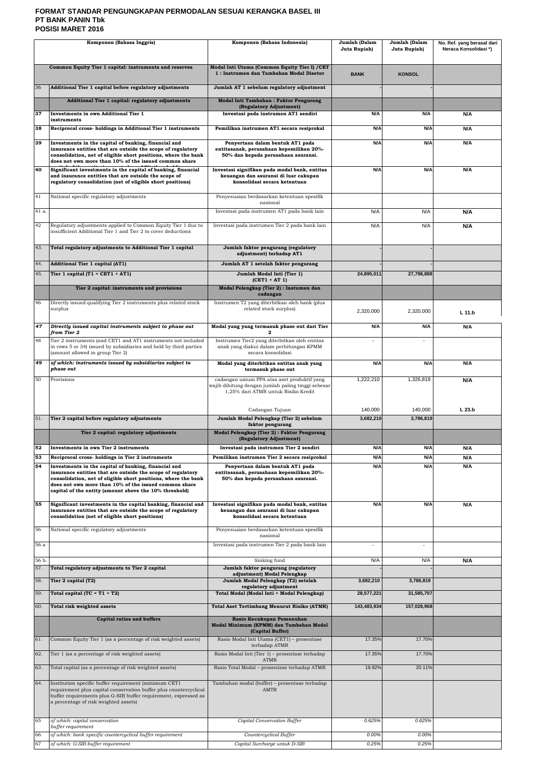**FORMAT STANDAR PENGUNGKAPAN PERMODALAN SESUAI KERANGKA BASEL III**
**PT BANK PANIN Tbk**
**POSISI MARET 2016**

| | Komponen (Bahasa Inggris) | Komponen (Bahasa Indonesia) | Jumlah (Dalam Juta Rupiah) | Jumlah (Dalam Juta Rupiah) | No. Ref. yang berasal dari Neraca Konsolidasi *) |
|---|---|---|---|---|---|
| | **Common Equity Tier 1 capital: instruments and reserves** | **Modal Inti Utama (Common Equity Tier I) /CET 1 : Instrumen dan Tambahan Modal Disetor** | **BANK** | **KONSOL** | |
| 36 | **Additional Tier 1 capital before regulatory adjustments** | **Jumlah AT 1 sebelum regulatory adjustment** | - | - | |
| | **Additional Tier 1 capital: regulatory adjustments** | **Modal Inti Tambahan : Faktor Pengurang (Regulatory Adjustment)** | | | |
| 37 | **Investments in own Additional Tier 1 instruments** | **Investasi pada instrumen AT1 sendiri** | N/A | N/A | N/A |
| 38 | **Reciprocal cross- holdings in Additional Tier 1 instruments** | **Pemilikan instrumen AT1 secara resiprokal** | N/A | N/A | N/A |
| 39 | **Investments in the capital of banking, financial and insurance entities that are outside the scope of regulatory consolidation, net of eligible short positions, where the bank does not own more than 10% of the issued common share capital of the entity (amount above the 10% threshold)** | **Penyertaan dalam bentuk AT1 pada entitasanak, perusahaan kepemilikan 20%-50% dan kepada perusahaan asuransi.** | N/A | N/A | N/A |
| 40 | **Significant investments in the capital of banking, financial and insurance entities that are outside the scope of regulatory consolidation (net of eligible short positions)** | **Investasi signifikan pada modal bank, entitas keuangan dan asuransi di luar cakupan konsolidasi secara ketentuan** | N/A | N/A | N/A |
| 41 | National specific regulatory adjustments | Penyesuaian berdasarkan ketentuan spesifik nasional | | | |
| 41 a. | | Investasi pada instrumen AT1 pada bank lain | N/A | N/A | N/A |
| 42 | Regulatory adjustments applied to Common Equity Tier 1 due to insufficient Additional Tier 1 and Tier 2 to cover deductions | Investasi pada instrumen Tier 2 pada bank lain | N/A | N/A | N/A |
| 43. | **Total regulatory adjustments to Additional Tier 1 capital** | **Jumlah faktor pengurang (regulatory adjustment) terhadap AT1** | - | - | |
| 44. | **Additional Tier 1 capital (AT1)** | **Jumlah AT 1 setelah faktor pengurang** | - | - | |
| 45. | **Tier 1 capital (T1 = CET1 + AT1)** | **Jumlah Modal Inti (Tier 1) (CET1 + AT 1)** | 24,895,011 | 27,798,888 | |
| | **Tier 2 capital: instruments and provisions** | **Modal Pelengkap (Tier 2) : Instumen dan cadangan** | | | |
| 46 | Directly issued qualifying Tier 2 instruments plus related stock surplus | Instrumen T2 yang diterbitkan oleh bank (plus related stock surplus) | 2,320,000 | 2,320,000 | L 11.b |
| 47 | ***Directly issued capital instruments subject to phase out from Tier 2*** | **Modal yang yang termasuk phase out dari Tier 2** | N/A | N/A | N/A |
| 48 | Tier 2 instruments (and CET1 and AT1 instruments not included in rows 5 or 34) issued by subsidiaries and held by third parties (amount allowed in group Tier 2) | Instrumen Tier2 yang diterbitkan oleh entitas anak yang diakui dalam perhitungan KPMM secara konsolidasi | - | - | |
| 49 | ***of which: instruments issued by subsidiaries subject to phase out*** | **Modal yang diterbitkan entitas anak yang termasuk phase out** | N/A | N/A | N/A |
| 50 | Provisions | cadangan umum PPA atas aset produktif yang wajib dihitung dengan jumlah paling tinggi sebesar 1,25% dari ATMR untuk Risiko Kredit | 1,222,210 | 1,326,819 | N/A |
| | | Cadangan Tujuan | 140,000 | 140,000 | L 23.b |
| 51. | **Tier 2 capital before regulatory adjustments** | **Jumlah Modal Pelengkap (Tier 2) sebelum faktor pengurang** | 3,682,210 | 3,786,819 | |
| | **Tier 2 capital: regulatory adjustments** | **Modal Pelengkap (Tier 2) : Faktor Pengurang (Regulatory Adjustment)** | | | |
| 52 | **Investments in own Tier 2 instruments** | **Investasi pada instrumen Tier 2 sendiri** | N/A | N/A | N/A |
| 53 | **Reciprocal cross- holdings in Tier 2 instruments** | **Pemilikan instrumen Tier 2 secara resiprokal** | N/A | N/A | N/A |
| 54 | **Investments in the capital of banking, financial and insurance entities that are outside the scope of regulatory consolidation, net of eligible short positions, where the bank does not own more than 10% of the issued common share capital of the entity (amount above the 10% threshold)** | **Penyertaan dalam bentuk AT1 pada entitasanak, perusahaan kepemilikan 20%-50% dan kepada perusahaan asuransi.** | N/A | N/A | N/A |
| 55 | **Significant investments in the capital banking, financial and insurance entities that are outside the scope of regulatory consolidation (net of eligible short positions)** | **Investasi signifikan pada modal bank, entitas keuangan dan asuransi di luar cakupan konsolidasi secara ketentuan** | N/A | N/A | N/A |
| 56 | National specific regulatory adjustments | Penyesuaian berdasarkan ketentuan spesifik nasional | | | |
| 56 a | | Investasi pada instrumen Tier 2 pada bank lain | - | - | |
| 56 b. | | Sinking fund | N/A | N/A | N/A |
| 57. | **Total regulatory adjustments to Tier 2 capital** | **Jumlah faktor pengurang (regulatory adjustment) Modal Pelengkap** | - | - | |
| 58. | **Tier 2 capital (T2)** | **Jumlah Modal Pelengkap (T2) setelah regulatory adjustment** | 3,682,210 | 3,786,819 | |
| 59. | **Total capital (TC = T1 + T2)** | **Total Modal (Modal Inti + Modal Pelengkap)** | 28,577,221 | 31,585,707 | |
| 60. | **Total risk weighted assets** | **Total Aset Tertimbang Menurut Risiko (ATMR)** | 143,483,934 | 157,028,968 | |
| | **Capital ratios and buffers** | **Rasio Kecukupan Pemenuhan Modal Minimum (KPMM) dan Tambahan Modal (Capital Buffer)** | | | |
| 61. | Common Equity Tier 1 (as a percentage of risk weighted assets) | Rasio Modal Inti Utama (CET1) – prosentase terhadap ATMR | 17.35% | 17.70% | |
| 62. | Tier 1 (as a percentage of risk weighted assets) | Rasio Modal Inti (Tier 1) – prosentase terhadap ATMR | 17.35% | 17.70% | |
| 63. | Total capital (as a percentage of risk weighted assets) | Rasio Total Modal – prosentase terhadap ATMR | 19.92% | 20.11% | |
| 64. | Institution specific buffer requirement (minimum CET1 requirement plus capital conservation buffer plus countercyclical buffer requirements plus G-SIB buffer requirement, expressed as a percentage of risk weighted assets) | Tambahan modal (buffer) – prosentase terhadap AMTR | | | |
| 65 | *of which: capital conservation buffer requirement* | *Capital Conservation Buffer* | *0.625%* | *0.625%* | |
| 66 | *of which: bank specific countercyclical buffer requirement* | *Countercyclical Buffer* | *0.00%* | *0.00%* | |
| 67 | *of which: G-SIB buffer requirement* | *Capital Surcharge untuk D-SIB* | *0.25%* | *0.25%* | |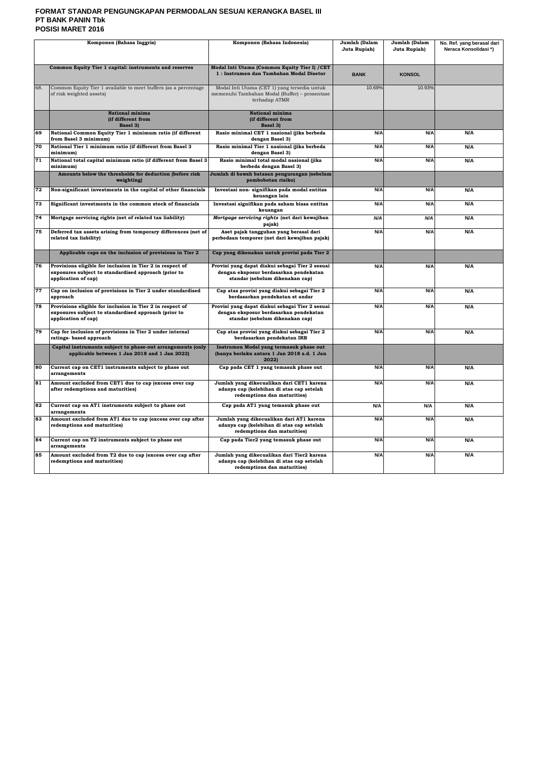**FORMAT STANDAR PENGUNGKAPAN PERMODALAN SESUAI KERANGKA BASEL III**
**PT BANK PANIN Tbk**
**POSISI MARET 2016**

| | Komponen (Bahasa Inggris) | Komponen (Bahasa Indonesia) | Jumlah (Dalam Juta Rupiah) | Jumlah (Dalam Juta Rupiah) | No. Ref. yang berasal dari Neraca Konsolidasi *) |
|---|---|---|---|---|---|
| | **Common Equity Tier 1 capital: instruments and reserves** | **Modal Inti Utama (Common Equity Tier I) /CET 1 : Instrumen dan Tambahan Modal Disetor** | **BANK** | **KONSOL** | |
| 68. | Common Equity Tier 1 available to meet buffers (as a percentage of risk weighted assets) | Modal Inti Utama (CET 1) yang tersedia untuk memenuhi Tambahan Modal (Buffer) – prosentase terhadap ATMR | 10.69% | 10.93% | |
| | **National minima (if different from Basel 3)** | **National minima (if different from Basel 3)** | | | |
| 69 | **National Common Equity Tier 1 minimum ratio (if different from Basel 3 minimum)** | **Rasio minimal CET 1 nasional (jika berbeda dengan Basel 3)** | N/A | N/A | N/A |
| 70 | **National Tier 1 minimum ratio (if different from Basel 3 minimum)** | **Rasio minimal Tier 1 nasional (jika berbeda dengan Basel 3)** | N/A | N/A | N/A |
| 71 | **National total capital minimum ratio (if different from Basel 3 minimum)** | **Rasio minimal total modal nasional (jika berbeda dengan Basel 3)** | N/A | N/A | N/A |
| | **Amounts below the thresholds for deduction (before risk weighting)** | **Jumlah di bawah batasan pengurangan (sebelum pembobotan risiko)** | | | |
| 72 | **Non-significant investments in the capital of other financials** | **Investasi non- signifikan pada modal entitas keuangan lain** | N/A | N/A | N/A |
| 73 | **Significant investments in the common stock of financials** | **Investasi signifikan pada saham biasa entitas keuangan** | N/A | N/A | N/A |
| 74 | **Mortgage servicing rights (net of related tax liability)** | ***Mortgage servicing rights* (net dari kewajiban pajak)** | *N/A* | *N/A* | N/A |
| 75 | **Deferred tax assets arising from temporary differences (net of related tax liability)** | **Aset pajak tangguhan yang berasal dari perbedaan temporer (net dari kewajiban pajak)** | N/A | N/A | N/A |
| | **Applicable caps on the inclusion of provisions in Tier 2** | **Cap yang dikenakan untuk provisi pada Tier 2** | | | |
| 76 | **Provisions eligible for inclusion in Tier 2 in respect of exposures subject to standardised approach (prior to application of cap)** | **Provisi yang dapat diakui sebagai Tier 2 sesuai dengan eksposur berdasarkan pendekatan standar (sebelum dikenakan cap)** | N/A | N/A | N/A |
| 77 | **Cap on inclusion of provisions in Tier 2 under standardised approach** | **Cap atas provisi yang diakui sebagai Tier 2 berdasarkan pendekatan st andar** | N/A | N/A | N/A |
| 78 | **Provisions eligible for inclusion in Tier 2 in respect of exposures subject to standardised approach (prior to application of cap)** | **Provisi yang dapat diakui sebagai Tier 2 sesuai dengan eksposur berdasarkan pendekatan standar (sebelum dikenakan cap)** | N/A | N/A | N/A |
| 79 | **Cap for inclusion of provisions in Tier 2 under internal ratings- based approach** | **Cap atas provisi yang diakui sebagai Tier 2 berdasarkan pendekatan IRB** | N/A | N/A | N/A |
| | **Capital instruments subject to phase-out arrangements (only applicable between 1 Jan 2018 and 1 Jan 2022)** | **Instrumen Modal yang termasuk phase out (hanya berlaku antara 1 Jan 2018 s.d. 1 Jan 2022)** | | | |
| 80 | **Current cap on CET1 instruments subject to phase out arrangements** | **Cap pada CET 1 yang temasuk phase out** | N/A | N/A | N/A |
| 81 | **Amount excluded from CET1 due to cap (excess over cap after redemptions and maturities)** | **Jumlah yang dikecualikan dari CET1 karena adanya cap (kelebihan di atas cap setelah redemptions dan maturities)** | N/A | N/A | N/A |
| 82 | **Current cap on AT1 instruments subject to phase out arrangements** | **Cap pada AT1 yang temasuk phase out** | N/A | N/A | N/A |
| 83 | **Amount excluded from AT1 due to cap (excess over cap after redemptions and maturities)** | **Jumlah yang dikecualikan dari AT1 karena adanya cap (kelebihan di atas cap setelah redemptions dan maturities)** | N/A | N/A | N/A |
| 84 | **Current cap on T2 instruments subject to phase out arrangements** | **Cap pada Tier2 yang temasuk phase out** | N/A | N/A | N/A |
| 85 | **Amount excluded from T2 due to cap (excess over cap after redemptions and maturities)** | **Jumlah yang dikecualikan dari Tier2 karena adanya cap (kelebihan di atas cap setelah redemptions dan maturities)** | N/A | N/A | N/A |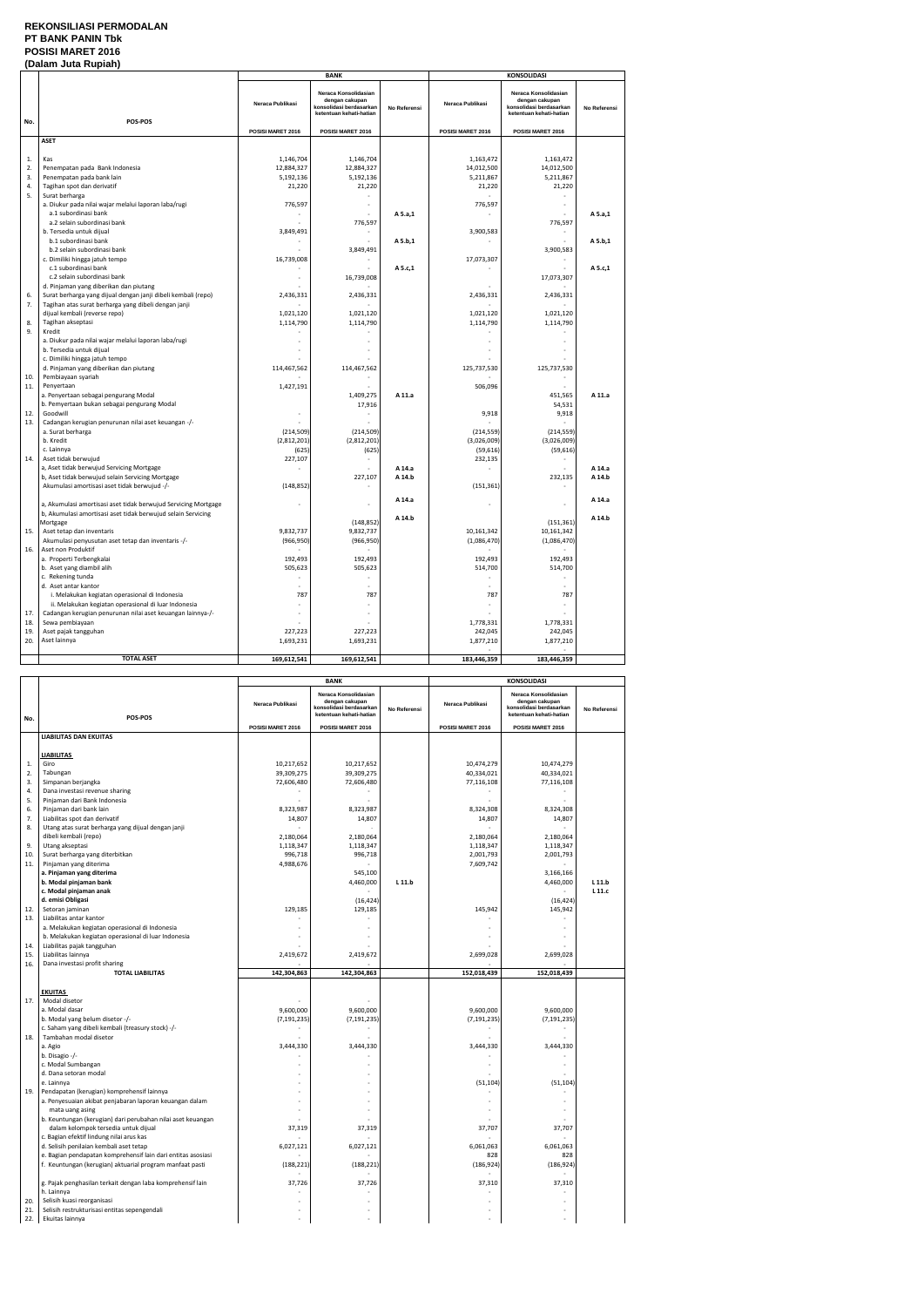# REKONSILIASI PERMODALAN
# PT BANK PANIN Tbk
# POSISI MARET 2016
# (Dalam Juta Rupiah)

| No. | POS-POS | BANK | | | KONSOLIDASI | | |
|---|---|---|---|---|---|---|---|
| | | Neraca Publikasi | Neraca Konsolidasian dengan cakupan konsolidasi berdasarkan ketentuan kehati-hatian | No Referensi | Neraca Publikasi | Neraca Konsolidasian dengan cakupan konsolidasi berdasarkan ketentuan kehati-hatian | No Referensi |
| | | POSISI MARET 2016 | POSISI MARET 2016 | | POSISI MARET 2016 | POSISI MARET 2016 | |
| | **ASET** | | | | | | |
| 1. | Kas | 1,146,704 | 1,146,704 | | 1,163,472 | 1,163,472 | |
| 2. | Penempatan pada Bank Indonesia | 12,884,327 | 12,884,327 | | 14,012,500 | 14,012,500 | |
| 3. | Penempatan pada bank lain | 5,192,136 | 5,192,136 | | 5,211,867 | 5,211,867 | |
| 4. | Tagihan spot dan derivatif | 21,220 | 21,220 | | 21,220 | 21,220 | |
| 5. | Surat berharga | | - | | | - | |
| | a. Diukur pada nilai wajar melalui laporan laba/rugi | 776,597 | - | | 776,597 | - | |
| | a.1 subordinasi bank | - | - | A 5.a,1 | - | - | A 5.a,1 |
| | a.2 selain subordinasi bank | - | 776,597 | | | 776,597 | |
| | b. Tersedia untuk dijual | 3,849,491 | - | | 3,900,583 | - | |
| | b.1 subordinasi bank | - | - | A 5.b,1 | - | - | A 5.b,1 |
| | b.2 selain subordinasi bank | - | 3,849,491 | | | 3,900,583 | |
| | c. Dimiliki hingga jatuh tempo | 16,739,008 | - | | 17,073,307 | - | |
| | c.1 subordinasi bank | - | - | A 5.c,1 | - | - | A 5.c,1 |
| | c.2 selain subordinasi bank | - | 16,739,008 | | | 17,073,307 | |
| | d. Pinjaman yang diberikan dan piutang | - | - | | - | - | |
| 6. | Surat berharga yang dijual dengan janji dibeli kembali (repo) | 2,436,331 | 2,436,331 | | 2,436,331 | 2,436,331 | |
| 7. | Tagihan atas surat berharga yang dibeli dengan janji dijual kembali (reverse repo) | 1,021,120 | 1,021,120 | | 1,021,120 | 1,021,120 | |
| 8. | Tagihan akseptasi | 1,114,790 | 1,114,790 | | 1,114,790 | 1,114,790 | |
| 9. | Kredit | - | - | | - | - | |
| | a. Diukur pada nilai wajar melalui laporan laba/rugi | - | - | | - | - | |
| | b. Tersedia untuk dijual | - | - | | - | - | |
| | c. Dimiliki hingga jatuh tempo | - | - | | - | - | |
| | d. Pinjaman yang diberikan dan piutang | 114,467,562 | 114,467,562 | | 125,737,530 | 125,737,530 | |
| 10. | Pembiayaan syariah | - | - | | - | - | |
| 11. | Penyertaan | 1,427,191 | - | | 506,096 | - | |
| | a. Penyertaan sebagai pengurang Modal | | 1,409,275 | A 11.a | | 451,565 | A 11.a |
| | b. Pemyertaan bukan sebagai pengurang Modal | | 17,916 | | | 54,531 | |
| 12. | Goodwill | - | - | | 9,918 | 9,918 | |
| 13. | Cadangan kerugian penurunan nilai aset keuangan -/- | - | - | | - | - | |
| | a. Surat berharga | (214,509) | (214,509) | | (214,559) | (214,559) | |
| | b. Kredit | (2,812,201) | (2,812,201) | | (3,026,009) | (3,026,009) | |
| | c. Lainnya | (625) | (625) | | (59,616) | (59,616) | |
| 14. | Aset tidak berwujud | 227,107 | - | | 232,135 | - | |
| | a, Aset tidak berwujud Servicing Mortgage | - | - | A 14.a | - | - | A 14.a |
| | b, Aset tidak berwujud selain Servicing Mortgage | | 227,107 | A 14.b | | 232,135 | A 14.b |
| | Akumulasi amortisasi aset tidak berwujud -/- | (148,852) | - | | (151,361) | - | |
| | a, Akumulasi amortisasi aset tidak berwujud Servicing Mortgage | - | - | A 14.a | - | - | A 14.a |
| | b, Akumulasi amortisasi aset tidak berwujud selain Servicing Mortgage | | (148,852) | A 14.b | | (151,361) | A 14.b |
| 15. | Aset tetap dan inventaris | 9,832,737 | 9,832,737 | | 10,161,342 | 10,161,342 | |
| | Akumulasi penyusutan aset tetap dan inventaris -/- | (966,950) | (966,950) | | (1,086,470) | (1,086,470) | |
| 16. | Aset non Produktif | - | - | | - | - | |
| | a. Properti Terbengkalai | 192,493 | 192,493 | | 192,493 | 192,493 | |
| | b. Aset yang diambil alih | 505,623 | 505,623 | | 514,700 | 514,700 | |
| | c. Rekening tunda | - | - | | - | - | |
| | d. Aset antar kantor | - | - | | - | - | |
| | i. Melakukan kegiatan operasional di Indonesia | 787 | 787 | | 787 | 787 | |
| | ii. Melakukan kegiatan operasional di luar Indonesia | - | - | | - | - | |
| 17. | Cadangan kerugian penurunan nilai aset keuangan lainnya-/- | - | - | | - | - | |
| 18. | Sewa pembiayaan | - | - | | 1,778,331 | 1,778,331 | |
| 19. | Aset pajak tangguhan | 227,223 | 227,223 | | 242,045 | 242,045 | |
| 20. | Aset lainnya | 1,693,231 | 1,693,231 | | 1,877,210 | 1,877,210 | |
| | **TOTAL ASET** | **169,612,541** | **169,612,541** | | **183,446,359** | **183,446,359** | |

| No. | POS-POS | BANK | | | KONSOLIDASI | | |
|---|---|---|---|---|---|---|---|
| | | Neraca Publikasi | Neraca Konsolidasian dengan cakupan konsolidasi berdasarkan ketentuan kehati-hatian | No Referensi | Neraca Publikasi | Neraca Konsolidasian dengan cakupan konsolidasi berdasarkan ketentuan kehati-hatian | No Referensi |
| | | POSISI MARET 2016 | POSISI MARET 2016 | | POSISI MARET 2016 | POSISI MARET 2016 | |
| | **LIABILITAS DAN EKUITAS** | | | | | | |
| | **LIABILITAS** | | | | | | |
| 1. | Giro | 10,217,652 | 10,217,652 | | 10,474,279 | 10,474,279 | |
| 2. | Tabungan | 39,309,275 | 39,309,275 | | 40,334,021 | 40,334,021 | |
| 3. | Simpanan berjangka | 72,606,480 | 72,606,480 | | 77,116,108 | 77,116,108 | |
| 4. | Dana investasi revenue sharing | - | - | | - | - | |
| 5. | Pinjaman dari Bank Indonesia | - | - | | - | - | |
| 6. | Pinjaman dari bank lain | 8,323,987 | 8,323,987 | | 8,324,308 | 8,324,308 | |
| 7. | Liabilitas spot dan derivatif | 14,807 | 14,807 | | 14,807 | 14,807 | |
| 8. | Utang atas surat berharga yang dijual dengan janji dibeli kembali (repo) | 2,180,064 | 2,180,064 | | 2,180,064 | 2,180,064 | |
| 9. | Utang akseptasi | 1,118,347 | 1,118,347 | | 1,118,347 | 1,118,347 | |
| 10. | Surat berharga yang diterbitkan | 996,718 | 996,718 | | 2,001,793 | 2,001,793 | |
| 11. | Pinjaman yang diterima | 4,988,676 | - | | 7,609,742 | - | |
| | **a. Pinjaman yang diterima** | | 545,100 | | | 3,166,166 | |
| | **b. Modal pinjaman bank** | | 4,460,000 | L 11.b | | 4,460,000 | L 11.b |
| | **c. Modal pinjaman anak** | | - | | | - | L 11.c |
| | **d. emisi Obligasi** | | (16,424) | | | (16,424) | |
| 12. | Setoran jaminan | 129,185 | 129,185 | | 145,942 | 145,942 | |
| 13. | Liabilitas antar kantor | - | - | | - | - | |
| | a. Melakukan kegiatan operasional di Indonesia | - | - | | - | - | |
| | b. Melakukan kegiatan operasional di luar Indonesia | - | - | | - | - | |
| 14. | Liabilitas pajak tangguhan | - | - | | - | - | |
| 15. | Liabilitas lainnya | 2,419,672 | 2,419,672 | | 2,699,028 | 2,699,028 | |
| 16. | Dana investasi profit sharing | - | - | | - | - | |
| | **TOTAL LIABILITAS** | **142,304,863** | **142,304,863** | | **152,018,439** | **152,018,439** | |
| | **EKUITAS** | | | | | | |
| 17. | Modal disetor | - | - | | | | |
| | a. Modal dasar | 9,600,000 | 9,600,000 | | 9,600,000 | 9,600,000 | |
| | b. Modal yang belum disetor -/- | (7,191,235) | (7,191,235) | | (7,191,235) | (7,191,235) | |
| | c. Saham yang dibeli kembali (treasury stock) -/- | - | - | | - | - | |
| 18. | Tambahan modal disetor | - | - | | - | - | |
| | a. Agio | 3,444,330 | 3,444,330 | | 3,444,330 | 3,444,330 | |
| | b. Disagio -/- | - | - | | - | - | |
| | c. Modal Sumbangan | - | - | | - | - | |
| | d. Dana setoran modal | - | - | | - | - | |
| | e. Lainnya | - | - | | (51,104) | (51,104) | |
| 19. | Pendapatan (kerugian) komprehensif lainnya | - | - | | - | - | |
| | a. Penyesuaian akibat penjabaran laporan keuangan dalam mata uang asing | - | - | | - | - | |
| | b. Keuntungan (kerugian) dari perubahan nilai aset keuangan dalam kelompok tersedia untuk dijual | 37,319 | 37,319 | | 37,707 | 37,707 | |
| | c. Bagian efektif lindung nilai arus kas | - | - | | - | - | |
| | d. Selisih penilaian kembali aset tetap | 6,027,121 | 6,027,121 | | 6,061,063 | 6,061,063 | |
| | e. Bagian pendapatan komprehensif lain dari entitas asosiasi | - | - | | 828 | 828 | |
| | f. Keuntungan (kerugian) aktuarial program manfaat pasti | (188,221) | (188,221) | | (186,924) | (186,924) | |
| | g. Pajak penghasilan terkait dengan laba komprehensif lain | 37,726 | 37,726 | | 37,310 | 37,310 | |
| | h. Lainnya | - | - | | - | - | |
| 20. | Selisih kuasi reorganisasi | - | - | | - | - | |
| 21. | Selisih restrukturisasi entitas sepengendali | - | - | | - | - | |
| 22. | Ekuitas lainnya | - | - | | - | - | |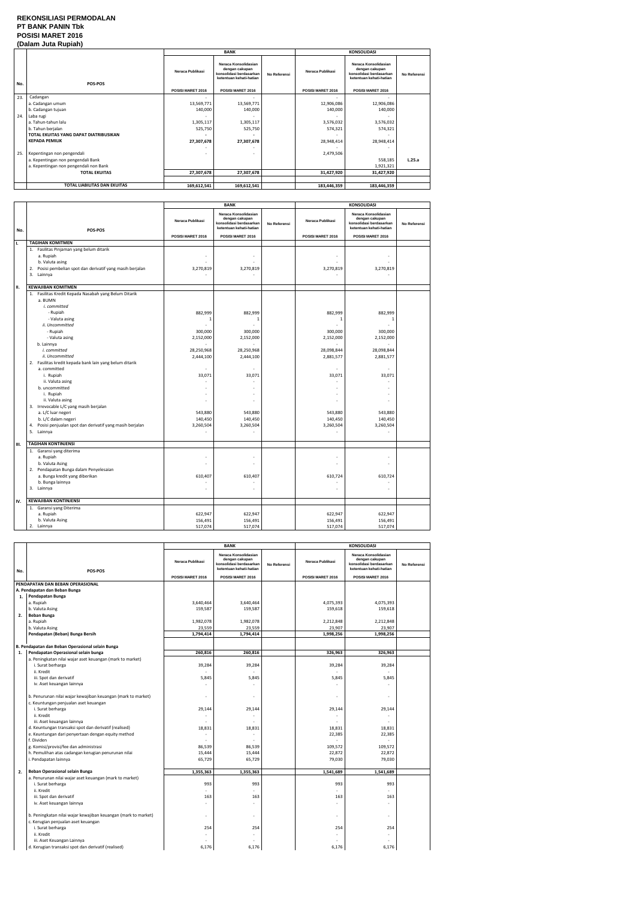# REKONSILIASI PERMODALAN
# PT BANK PANIN Tbk
# POSISI MARET 2016
# (Dalam Juta Rupiah)

| No. | POS-POS | BANK | | | KONSOLIDASI | | |
|---|---|---|---|---|---|---|---|
| | | Neraca Publikasi | Neraca Konsolidasian dengan cakupan konsolidasi berdasarkan ketentuan kehati-hatian | No Referensi | Neraca Publikasi | Neraca Konsolidasian dengan cakupan konsolidasi berdasarkan ketentuan kehati-hatian | No Referensi |
| | | POSISI MARET 2016 | POSISI MARET 2016 | | POSISI MARET 2016 | POSISI MARET 2016 | |
| 23. | Cadangan | - | - | | - | - | |
| | a. Cadangan umum | 13,569,771 | 13,569,771 | | 12,906,086 | 12,906,086 | |
| | b. Cadangan tujuan | 140,000 | 140,000 | | 140,000 | 140,000 | |
| 24. | Laba rugi | - | - | | - | - | |
| | a. Tahun-tahun lalu | 1,305,117 | 1,305,117 | | 3,576,032 | 3,576,032 | |
| | b. Tahun berjalan | 525,750 | 525,750 | | 574,321 | 574,321 | |
| | TOTAL EKUITAS YANG DAPAT DIATRIBUSIKAN KEPADA PEMILIK | 27,307,678 | 27,307,678 | | 28,948,414 | 28,948,414 | |
| 25. | Kepentingan non pengendali | - | - | | 2,479,506 | | |
| | a. Kepentingan non pengendali Bank | | | | | 558,185 | L.25.a |
| | a. Kepentingan non pengendali non Bank | | | | | 1,921,321 | |
| | TOTAL EKUITAS | 27,307,678 | 27,307,678 | | 31,427,920 | 31,427,920 | |
| | TOTAL LIABILITAS DAN EKUITAS | 169,612,541 | 169,612,541 | | 183,446,359 | 183,446,359 | |

| No. | POS-POS | BANK | | | KONSOLIDASI | | |
|---|---|---|---|---|---|---|---|
| | | Neraca Publikasi | Neraca Konsolidasian dengan cakupan konsolidasi berdasarkan ketentuan kehati-hatian | No Referensi | Neraca Publikasi | Neraca Konsolidasian dengan cakupan konsolidasi berdasarkan ketentuan kehati-hatian | No Referensi |
| | | POSISI MARET 2016 | POSISI MARET 2016 | | POSISI MARET 2016 | POSISI MARET 2016 | |
| I. | TAGIHAN KOMITMEN | | | | | | |
| | 1. Fasilitas Pinjaman yang belum ditarik | | | | | | |
| | a. Rupiah | - | - | | - | - | |
| | b. Valuta asing | - | - | | - | - | |
| | 2. Posisi pembelian spot dan derivatif yang masih berjalan | 3,270,819 | 3,270,819 | | 3,270,819 | 3,270,819 | |
| | 3. Lainnya | - | - | | - | - | |
| II. | KEWAJIBAN KOMITMEN | | | | | | |
| | 1. Fasilitas Kredit Kepada Nasabah yang Belum Ditarik | | | | | | |
| | a. BUMN | | | | | | |
| | *i. committed* | | | | | | |
| | - Rupiah | 882,999 | 882,999 | | 882,999 | 882,999 | |
| | - Valuta asing | 1 | 1 | | 1 | 1 | |
| | *ii. Uncommitted* | - | - | | - | - | |
| | - Rupiah | 300,000 | 300,000 | | 300,000 | 300,000 | |
| | - Valuta asing | 2,152,000 | 2,152,000 | | 2,152,000 | 2,152,000 | |
| | b. Lainnya | - | - | | - | - | |
| | *i. committed* | 28,250,968 | 28,250,968 | | 28,098,844 | 28,098,844 | |
| | *ii. Uncommitted* | 2,444,100 | 2,444,100 | | 2,881,577 | 2,881,577 | |
| | 2. Fasilitas kredit kepada bank lain yang belum ditarik | | | | | | |
| | a. committed | - | - | | - | - | |
| | i. Rupiah | 33,071 | 33,071 | | 33,071 | 33,071 | |
| | ii. Valuta asing | - | - | | - | - | |
| | b. uncommitted | - | - | | - | - | |
| | i. Rupiah | - | - | | - | - | |
| | ii. Valuta asing | - | - | | - | - | |
| | 3. Irrevocable L/C yang masih berjalan | | | | | | |
| | a. L/C luar negeri | 543,880 | 543,880 | | 543,880 | 543,880 | |
| | b. L/C dalam negeri | 140,450 | 140,450 | | 140,450 | 140,450 | |
| | 4. Posisi penjualan spot dan derivatif yang masih berjalan | 3,260,504 | 3,260,504 | | 3,260,504 | 3,260,504 | |
| | 5. Lainnya | - | - | | - | - | |
| III. | TAGIHAN KONTINJENSI | | | | | | |
| | 1. Garansi yang diterima | | | | | | |
| | a. Rupiah | - | - | | - | - | |
| | b. Valuta Asing | - | - | | - | - | |
| | 2. Pendapatan Bunga dalam Penyelesaian | | | | | | |
| | a. Bunga kredit yang diberikan | 610,407 | 610,407 | | 610,724 | 610,724 | |
| | b. Bunga lainnya | - | - | | - | - | |
| | 3. Lainnya | - | - | | - | - | |
| IV. | KEWAJIBAN KONTINJENSI | | | | | | |
| | 1. Garansi yang Diterima | | | | | | |
| | a. Rupiah | 622,947 | 622,947 | | 622,947 | 622,947 | |
| | b. Valuta Asing | 156,491 | 156,491 | | 156,491 | 156,491 | |
| | 2. Lainnya | 517,074 | 517,074 | | 517,074 | 517,074 | |

| No. | POS-POS | BANK | | | KONSOLIDASI | | |
|---|---|---|---|---|---|---|---|
| | | Neraca Publikasi | Neraca Konsolidasian dengan cakupan konsolidasi berdasarkan ketentuan kehati-hatian | No Referensi | Neraca Publikasi | Neraca Konsolidasian dengan cakupan konsolidasi berdasarkan ketentuan kehati-hatian | No Referensi |
| | | POSISI MARET 2016 | POSISI MARET 2016 | | POSISI MARET 2016 | POSISI MARET 2016 | |
| | PENDAPATAN DAN BEBAN OPERASIONAL | | | | | | |
| | A. Pendapatan dan Beban Bunga | | | | | | |
| 1. | Pendapatan Bunga | | | | | | |
| | a. Rupiah | 3,640,464 | 3,640,464 | | 4,075,393 | 4,075,393 | |
| | b. Valuta Asing | 159,587 | 159,587 | | 159,618 | 159,618 | |
| 2. | Beban Bunga | | | | | | |
| | a. Rupiah | 1,982,078 | 1,982,078 | | 2,212,848 | 2,212,848 | |
| | b. Valuta Asing | 23,559 | 23,559 | | 23,907 | 23,907 | |
| | Pendapatan (Beban) Bunga Bersih | 1,794,414 | 1,794,414 | | 1,998,256 | 1,998,256 | |
| | B. Pendapatan dan Beban Operasional selain Bunga | | | | | | |
| 1. | Pendapatan Operasional selain bunga | 260,816 | 260,816 | | 326,963 | 326,963 | |
| | a. Peningkatan nilai wajar aset keuangan (mark to market) | | | | | | |
| | i. Surat berharga | 39,284 | 39,284 | | 39,284 | 39,284 | |
| | ii. Kredit | - | - | | - | - | |
| | iii. Spot dan derivatif | 5,845 | 5,845 | | 5,845 | 5,845 | |
| | iv. Aset keuangan lainnya | - | - | | - | - | |
| | b. Penurunan nilai wajar kewajiban keuangan (mark to market) | - | - | | - | - | |
| | c. Keuntungan penjualan aset keuangan | | | | | | |
| | i. Surat berharga | 29,144 | 29,144 | | 29,144 | 29,144 | |
| | ii. Kredit | - | - | | - | - | |
| | iii. Aset keuangan lainnya | - | - | | - | - | |
| | d. Keuntungan transaksi spot dan derivatif (realised) | 18,831 | 18,831 | | 18,831 | 18,831 | |
| | e. Keuntungan dari penyertaan dengan equity method | - | - | | 22,385 | 22,385 | |
| | f. Dividen | - | - | | - | - | |
| | g. Komisi/provisi/fee dan administrasi | 86,539 | 86,539 | | 109,572 | 109,572 | |
| | h. Pemulihan atas cadangan kerugian penurunan nilai | 15,444 | 15,444 | | 22,872 | 22,872 | |
| | i. Pendapatan lainnya | 65,729 | 65,729 | | 79,030 | 79,030 | |
| 2. | Beban Operasional selain Bunga | 1,355,363 | 1,355,363 | | 1,541,689 | 1,541,689 | |
| | a. Penurunan nilai wajar aset keuangan (mark to market) | | | | | | |
| | i. Surat berharga | 993 | 993 | | 993 | 993 | |
| | ii. Kredit | - | - | | - | - | |
| | iii. Spot dan derivatif | 163 | 163 | | 163 | 163 | |
| | iv. Aset keuangan lainnya | - | - | | - | - | |
| | b. Peningkatan nilai wajar kewajiban keuangan (mark to market) | - | - | | - | - | |
| | c. Kerugian penjualan aset keuangan | | | | | | |
| | i. Surat berharga | 254 | 254 | | 254 | 254 | |
| | ii. Kredit | - | - | | - | - | |
| | iii. Aset Keuangan Lainnya | - | - | | - | - | |
| | d. Kerugian transaksi spot dan derivatif (realised) | 6,176 | 6,176 | | 6,176 | 6,176 | |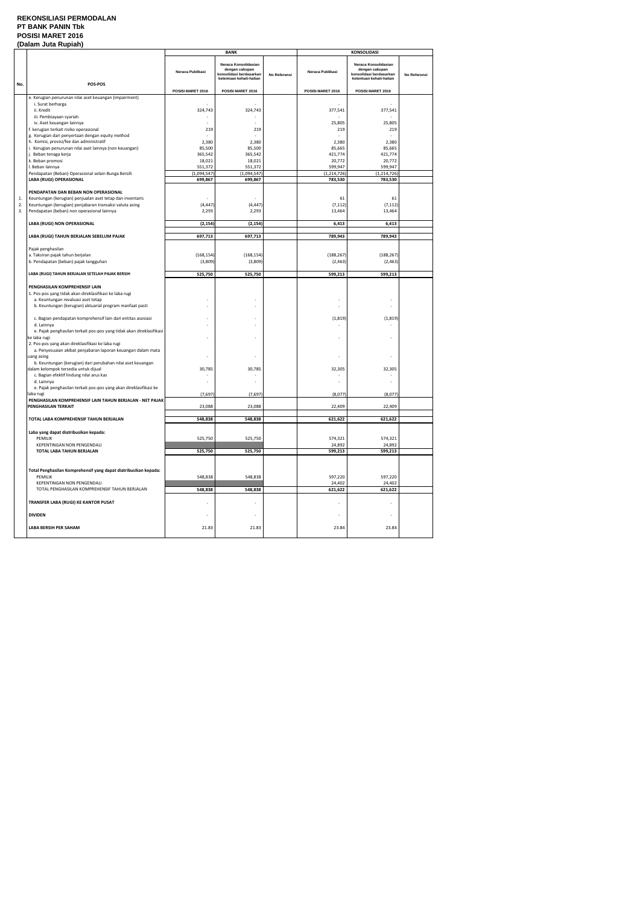# REKONSILIASI PERMODALAN
## PT BANK PANIN Tbk
## POSISI MARET 2016
## (Dalam Juta Rupiah)

| No. | POS-POS | BANK | | | KONSOLIDASI | | |
|---|---|---|---|---|---|---|---|
| | | Neraca Publikasi | Neraca Konsolidasian dengan cakupan konsolidasi berdasarkan ketentuan kehati-hatian | No Referensi | Neraca Publikasi | Neraca Konsolidasian dengan cakupan konsolidasi berdasarkan ketentuan kehati-hatian | No Referensi |
| | | POSISI MARET 2016 | POSISI MARET 2016 | | POSISI MARET 2016 | POSISI MARET 2016 | |
| | e. Kerugian penurunan nilai aset keuangan (impairment) | | | | | | |
| | i. Surat berharga | - | - | | - | - | |
| | ii. Kredit | 324,743 | 324,743 | | 377,541 | 377,541 | |
| | iii. Pembiayaan syariah | - | - | | - | - | |
| | iv. Aset keuangan lainnya | - | - | | 25,805 | 25,805 | |
| | f. kerugian terkait risiko operasional | 219 | 219 | | 219 | 219 | |
| | g. Kerugian dari penyertaan dengan equity method | - | - | | - | - | |
| | h. Komisi, provisi/fee dan administratif | 2,380 | 2,380 | | 2,380 | 2,380 | |
| | i. Kerugian penurunan nilai aset lainnya (non keuangan) | 85,500 | 85,500 | | 85,665 | 85,665 | |
| | j. Beban tenaga kerja | 365,542 | 365,542 | | 421,774 | 421,774 | |
| | k. Beban promosi | 18,021 | 18,021 | | 20,772 | 20,772 | |
| | l. Beban lainnya | 551,372 | 551,372 | | 599,947 | 599,947 | |
| | Pendapatan (Beban) Operasional selain Bunga Bersih | (1,094,547) | (1,094,547) | | (1,214,726) | (1,214,726) | |
| | **LABA (RUGI) OPERASIONAL** | **699,867** | **699,867** | | **783,530** | **783,530** | |
| | **PENDAPATAN DAN BEBAN NON OPERASIONAL** | | | | | | |
| 1. | Keuntungan (kerugian) penjualan aset tetap dan inventaris | - | - | | 61 | 61 | |
| 2. | Keuntungan (kerugian) penjabaran transaksi valuta asing | (4,447) | (4,447) | | (7,112) | (7,112) | |
| 3. | Pendapatan (beban) non operasional lainnya | 2,293 | 2,293 | | 13,464 | 13,464 | |
| | **LABA (RUGI) NON OPERASIONAL** | **(2,154)** | **(2,154)** | | **6,413** | **6,413** | |
| | **LABA (RUGI) TAHUN BERJALAN SEBELUM PAJAK** | **697,713** | **697,713** | | **789,943** | **789,943** | |
| | Pajak penghasilan | | | | | | |
| | a. Taksiran pajak tahun berjalan | (168,154) | (168,154) | | (188,267) | (188,267) | |
| | b. Pendapatan (beban) pajak tangguhan | (3,809) | (3,809) | | (2,463) | (2,463) | |
| | **LABA (RUGI) TAHUN BERJALAN SETELAH PAJAK BERSIH** | **525,750** | **525,750** | | **599,213** | **599,213** | |
| | **PENGHASILAN KOMPREHENSIF LAIN** | | | | | | |
| | 1. Pos-pos yang tidak akan direklasifikasi ke laba rugi | | | | | | |
| | a. Keuntungan revaluasi aset tetap | - | - | | - | - | |
| | b. Keuntungan (kerugian) aktuarial program manfaat pasti | - | - | | - | - | |
| | c. Bagian pendapatan komprehensif lain dari entitas asosiasi | - | - | | (1,819) | (1,819) | |
| | d. Lainnya | - | - | | - | - | |
| | e. Pajak penghasilan terkait pos-pos yang tidak akan direklasifikasi ke laba rugi | - | - | | - | - | |
| | 2. Pos-pos yang akan direklasifikasi ke laba rugi | | | | | | |
| | a. Penyesuaian akibat penjabaran laporan keuangan dalam mata uang asing | - | - | | - | - | |
| | b. Keuntungan (kerugian) dari perubahan nilai aset keuangan dalam kelompok tersedia untuk dijual | 30,785 | 30,785 | | 32,305 | 32,305 | |
| | c. Bagian efektif lindung nilai arus kas | - | - | | - | - | |
| | d. Lainnya | - | - | | - | - | |
| | e. Pajak penghasilan terkait pos-pos yang akan direklasifikasi ke laba rugi | (7,697) | (7,697) | | (8,077) | (8,077) | |
| | **PENGHASILAN KOMPREHENSIF LAIN TAHUN BERJALAN - NET PAJAK PENGHASILAN TERKAIT** | 23,088 | 23,088 | | 22,409 | 22,409 | |
| | **TOTAL LABA KOMPREHENSIF TAHUN BERJALAN** | **548,838** | **548,838** | | **621,622** | **621,622** | |
| | **Laba yang dapat diatribusikan kepada:** | | | | | | |
| | PEMILIK | 525,750 | 525,750 | | 574,321 | 574,321 | |
| | KEPENTINGAN NON PENGENDALI | | | | 24,892 | 24,892 | |
| | **TOTAL LABA TAHUN BERJALAN** | **525,750** | **525,750** | | **599,213** | **599,213** | |
| | **Total Penghasilan Komprehensif yang dapat diatribusikan kepada:** | | | | | | |
| | PEMILIK | 548,838 | 548,838 | | 597,220 | 597,220 | |
| | KEPENTINGAN NON PENGENDALI | | | | 24,402 | 24,402 | |
| | TOTAL PENGHASILAN KOMPREHENSIF TAHUN BERJALAN | **548,838** | **548,838** | | **621,622** | **621,622** | |
| | **TRANSFER LABA (RUGI) KE KANTOR PUSAT** | - | - | | - | - | |
| | **DIVIDEN** | - | - | | - | - | |
| | **LABA BERSIH PER SAHAM** | 21.83 | 21.83 | | 23.84 | 23.84 | |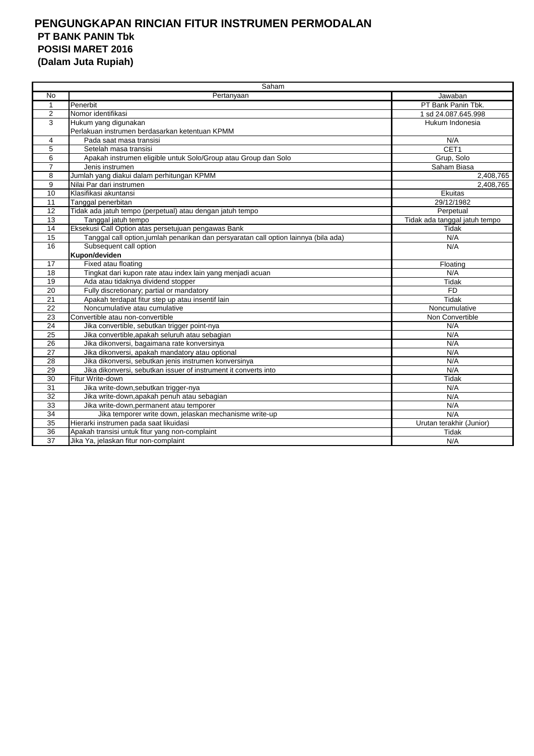# PENGUNGKAPAN RINCIAN FITUR INSTRUMEN PERMODALAN

**PT BANK PANIN Tbk**
**POSISI MARET 2016**
**(Dalam Juta Rupiah)**

| Saham | | |
|---|---|---|
| No | Pertanyaan | Jawaban |
| 1 | Penerbit | PT Bank Panin Tbk. |
| 2 | Nomor identifikasi | 1 sd 24.087.645.998 |
| 3 | Hukum yang digunakan | Hukum Indonesia |
| | Perlakuan instrumen berdasarkan ketentuan KPMM | |
| 4 | Pada saat masa transisi | N/A |
| 5 | Setelah masa transisi | CET1 |
| 6 | Apakah instrumen eligible untuk Solo/Group atau Group dan Solo | Grup, Solo |
| 7 | Jenis instrumen | Saham Biasa |
| 8 | Jumlah yang diakui dalam perhitungan KPMM | 2,408,765 |
| 9 | Nilai Par dari instrumen | 2,408,765 |
| 10 | Klasifikasi akuntansi | Ekuitas |
| 11 | Tanggal penerbitan | 29/12/1982 |
| 12 | Tidak ada jatuh tempo (perpetual) atau dengan jatuh tempo | Perpetual |
| 13 | Tanggal jatuh tempo | Tidak ada tanggal jatuh tempo |
| 14 | Eksekusi Call Option atas persetujuan pengawas Bank | Tidak |
| 15 | Tanggal call option,jumlah penarikan dan persyaratan call option lainnya (bila ada) | N/A |
| 16 | Subsequent call option | N/A |
| | **Kupon/deviden** | |
| 17 | Fixed atau floating | Floating |
| 18 | Tingkat dari kupon rate atau index lain yang menjadi acuan | N/A |
| 19 | Ada atau tidaknya dividend stopper | Tidak |
| 20 | Fully discretionary; partial or mandatory | FD |
| 21 | Apakah terdapat fitur step up atau insentif lain | Tidak |
| 22 | Noncumulative atau cumulative | Noncumulative |
| 23 | Convertible atau non-convertible | Non Convertible |
| 24 | Jika convertible, sebutkan trigger point-nya | N/A |
| 25 | Jika convertible,apakah seluruh atau sebagian | N/A |
| 26 | Jika dikonversi, bagaimana rate konversinya | N/A |
| 27 | Jika dikonversi, apakah mandatory atau optional | N/A |
| 28 | Jika dikonversi, sebutkan jenis instrumen konversinya | N/A |
| 29 | Jika dikonversi, sebutkan issuer of instrument it converts into | N/A |
| 30 | Fitur Write-down | Tidak |
| 31 | Jika write-down,sebutkan trigger-nya | N/A |
| 32 | Jika write-down,apakah penuh atau sebagian | N/A |
| 33 | Jika write-down,permanent atau temporer | N/A |
| 34 | Jika temporer write down, jelaskan mechanisme write-up | N/A |
| 35 | Hierarki instrumen pada saat likuidasi | Urutan terakhir (Junior) |
| 36 | Apakah transisi untuk fitur yang non-complaint | Tidak |
| 37 | Jika Ya, jelaskan fitur non-complaint | N/A |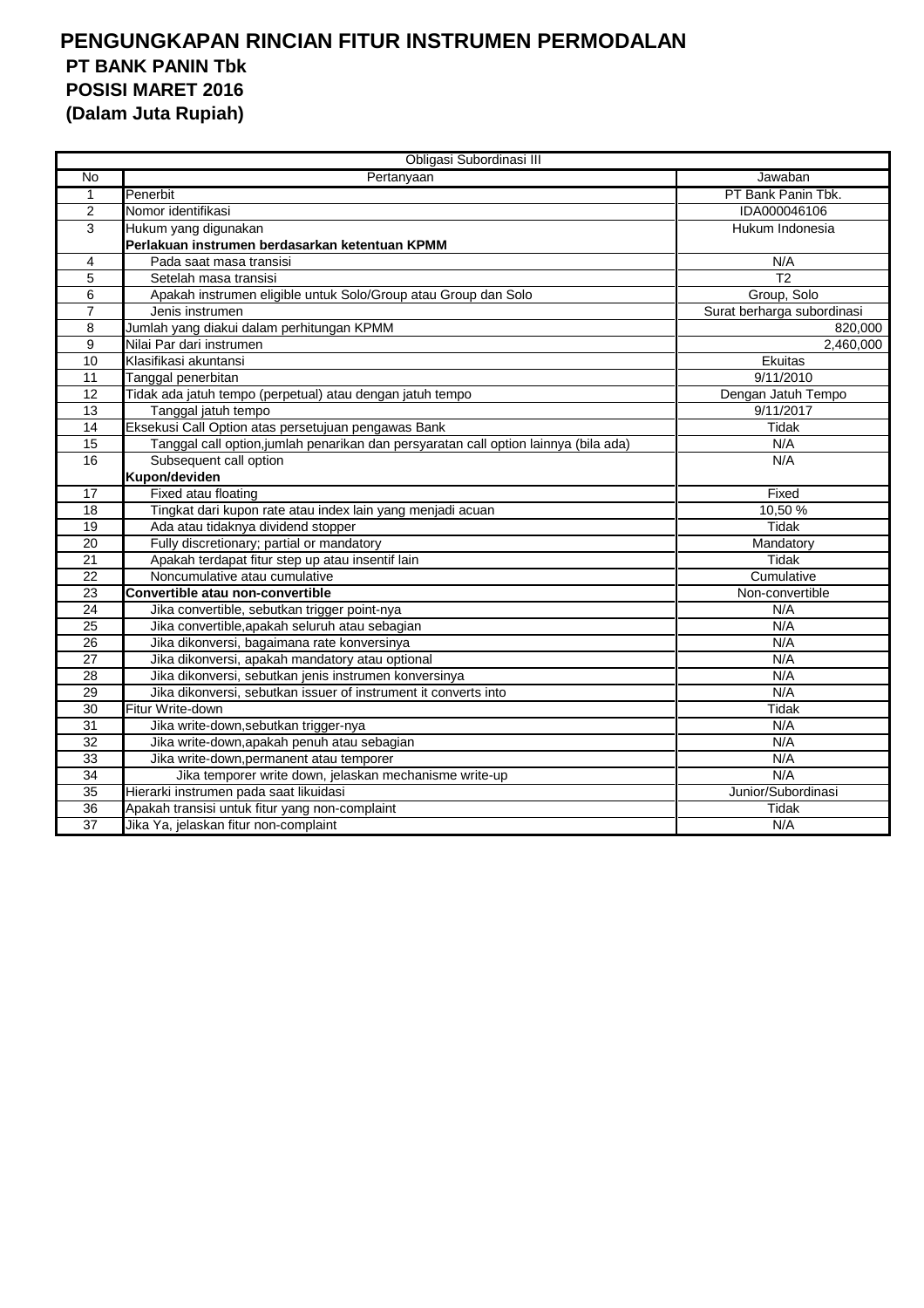# PENGUNGKAPAN RINCIAN FITUR INSTRUMEN PERMODALAN

## PT BANK PANIN Tbk

## POSISI MARET 2016

## (Dalam Juta Rupiah)

| Obligasi Subordinasi III | | |
|---|---|---|
| No | Pertanyaan | Jawaban |
| 1 | Penerbit | PT Bank Panin Tbk. |
| 2 | Nomor identifikasi | IDA000046106 |
| 3 | Hukum yang digunakan | Hukum Indonesia |
| | **Perlakuan instrumen berdasarkan ketentuan KPMM** | |
| 4 | Pada saat masa transisi | N/A |
| 5 | Setelah masa transisi | T2 |
| 6 | Apakah instrumen eligible untuk Solo/Group atau Group dan Solo | Group, Solo |
| 7 | Jenis instrumen | Surat berharga subordinasi |
| 8 | Jumlah yang diakui dalam perhitungan KPMM | 820,000 |
| 9 | Nilai Par dari instrumen | 2,460,000 |
| 10 | Klasifikasi akuntansi | Ekuitas |
| 11 | Tanggal penerbitan | 9/11/2010 |
| 12 | Tidak ada jatuh tempo (perpetual) atau dengan jatuh tempo | Dengan Jatuh Tempo |
| 13 | Tanggal jatuh tempo | 9/11/2017 |
| 14 | Eksekusi Call Option atas persetujuan pengawas Bank | Tidak |
| 15 | Tanggal call option,jumlah penarikan dan persyaratan call option lainnya (bila ada) | N/A |
| 16 | Subsequent call option | N/A |
| | **Kupon/deviden** | |
| 17 | Fixed atau floating | Fixed |
| 18 | Tingkat dari kupon rate atau index lain yang menjadi acuan | 10,50 % |
| 19 | Ada atau tidaknya dividend stopper | Tidak |
| 20 | Fully discretionary; partial or mandatory | Mandatory |
| 21 | Apakah terdapat fitur step up atau insentif lain | Tidak |
| 22 | Noncumulative atau cumulative | Cumulative |
| 23 | **Convertible atau non-convertible** | Non-convertible |
| 24 | Jika convertible, sebutkan trigger point-nya | N/A |
| 25 | Jika convertible,apakah seluruh atau sebagian | N/A |
| 26 | Jika dikonversi, bagaimana rate konversinya | N/A |
| 27 | Jika dikonversi, apakah mandatory atau optional | N/A |
| 28 | Jika dikonversi, sebutkan jenis instrumen konversinya | N/A |
| 29 | Jika dikonversi, sebutkan issuer of instrument it converts into | N/A |
| 30 | Fitur Write-down | Tidak |
| 31 | Jika write-down,sebutkan trigger-nya | N/A |
| 32 | Jika write-down,apakah penuh atau sebagian | N/A |
| 33 | Jika write-down,permanent atau temporer | N/A |
| 34 | Jika temporer write down, jelaskan mechanisme write-up | N/A |
| 35 | Hierarki instrumen pada saat likuidasi | Junior/Subordinasi |
| 36 | Apakah transisi untuk fitur yang non-complaint | Tidak |
| 37 | Jika Ya, jelaskan fitur non-complaint | N/A |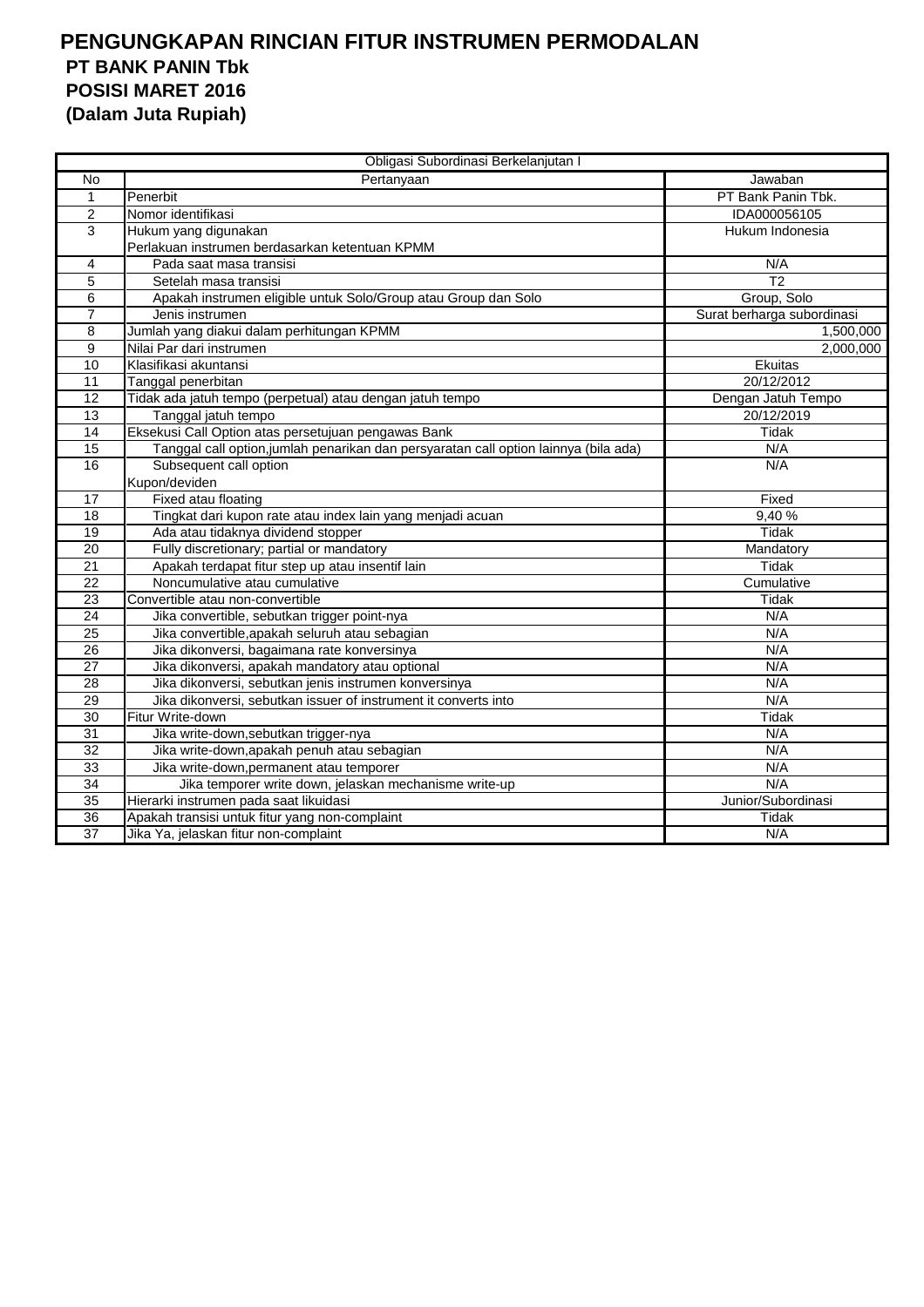# PENGUNGKAPAN RINCIAN FITUR INSTRUMEN PERMODALAN

## PT BANK PANIN Tbk
## POSISI MARET 2016
## (Dalam Juta Rupiah)

| Obligasi Subordinasi Berkelanjutan I | | |
|---|---|---|
| No | Pertanyaan | Jawaban |
| 1 | Penerbit | PT Bank Panin Tbk. |
| 2 | Nomor identifikasi | IDA000056105 |
| 3 | Hukum yang digunakan | Hukum Indonesia |
| | Perlakuan instrumen berdasarkan ketentuan KPMM | |
| 4 | Pada saat masa transisi | N/A |
| 5 | Setelah masa transisi | T2 |
| 6 | Apakah instrumen eligible untuk Solo/Group atau Group dan Solo | Group, Solo |
| 7 | Jenis instrumen | Surat berharga subordinasi |
| 8 | Jumlah yang diakui dalam perhitungan KPMM | 1,500,000 |
| 9 | Nilai Par dari instrumen | 2,000,000 |
| 10 | Klasifikasi akuntansi | Ekuitas |
| 11 | Tanggal penerbitan | 20/12/2012 |
| 12 | Tidak ada jatuh tempo (perpetual) atau dengan jatuh tempo | Dengan Jatuh Tempo |
| 13 | Tanggal jatuh tempo | 20/12/2019 |
| 14 | Eksekusi Call Option atas persetujuan pengawas Bank | Tidak |
| 15 | Tanggal call option,jumlah penarikan dan persyaratan call option lainnya (bila ada) | N/A |
| 16 | Subsequent call option | N/A |
| | Kupon/deviden | |
| 17 | Fixed atau floating | Fixed |
| 18 | Tingkat dari kupon rate atau index lain yang menjadi acuan | 9,40 % |
| 19 | Ada atau tidaknya dividend stopper | Tidak |
| 20 | Fully discretionary; partial or mandatory | Mandatory |
| 21 | Apakah terdapat fitur step up atau insentif lain | Tidak |
| 22 | Noncumulative atau cumulative | Cumulative |
| 23 | Convertible atau non-convertible | Tidak |
| 24 | Jika convertible, sebutkan trigger point-nya | N/A |
| 25 | Jika convertible,apakah seluruh atau sebagian | N/A |
| 26 | Jika dikonversi, bagaimana rate konversinya | N/A |
| 27 | Jika dikonversi, apakah mandatory atau optional | N/A |
| 28 | Jika dikonversi, sebutkan jenis instrumen konversinya | N/A |
| 29 | Jika dikonversi, sebutkan issuer of instrument it converts into | N/A |
| 30 | Fitur Write-down | Tidak |
| 31 | Jika write-down,sebutkan trigger-nya | N/A |
| 32 | Jika write-down,apakah penuh atau sebagian | N/A |
| 33 | Jika write-down,permanent atau temporer | N/A |
| 34 | Jika temporer write down, jelaskan mechanisme write-up | N/A |
| 35 | Hierarki instrumen pada saat likuidasi | Junior/Subordinasi |
| 36 | Apakah transisi untuk fitur yang non-complaint | Tidak |
| 37 | Jika Ya, jelaskan fitur non-complaint | N/A |